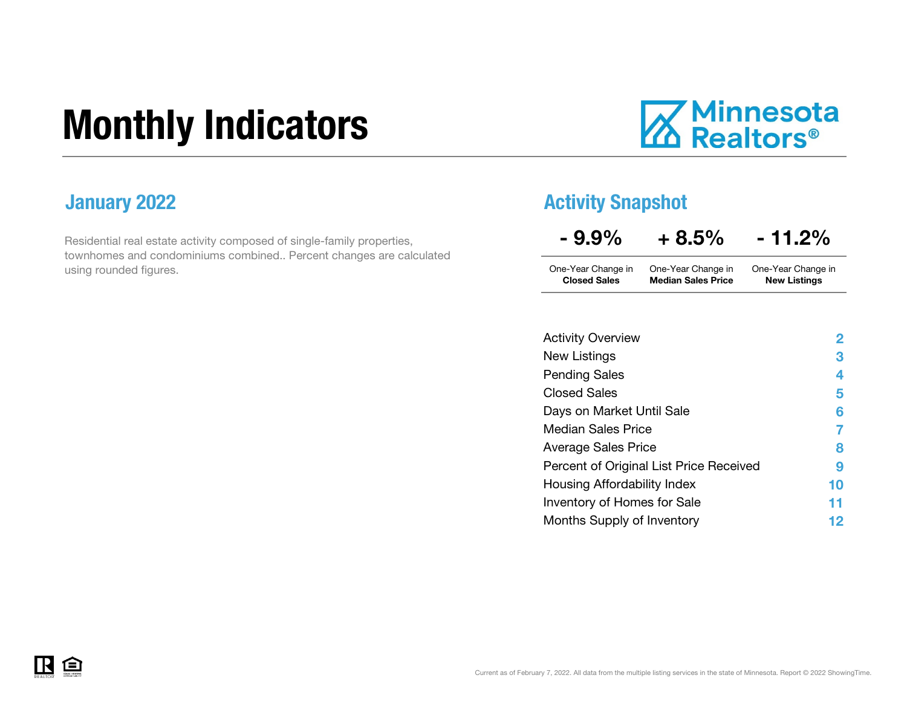# Monthly Indicators

Minnesota Realtors®

## January 2022

Residential real estate activity composed of single-family properties, townhomes and condominiums combined.. Percent changes are calculated using rounded figures.

## Activity Snapshot

| - 9.9% | + 8.5% | - 11.2% |
|---|---|---|
| One-Year Change in **Closed Sales** | One-Year Change in **Median Sales Price** | One-Year Change in **New Listings** |

| | |
|---|---|
| Activity Overview | 2 |
| New Listings | 3 |
| Pending Sales | 4 |
| Closed Sales | 5 |
| Days on Market Until Sale | 6 |
| Median Sales Price | 7 |
| Average Sales Price | 8 |
| Percent of Original List Price Received | 9 |
| Housing Affordability Index | 10 |
| Inventory of Homes for Sale | 11 |
| Months Supply of Inventory | 12 |

Current as of February 7, 2022. All data from the multiple listing services in the state of Minnesota. Report © 2022 ShowingTime.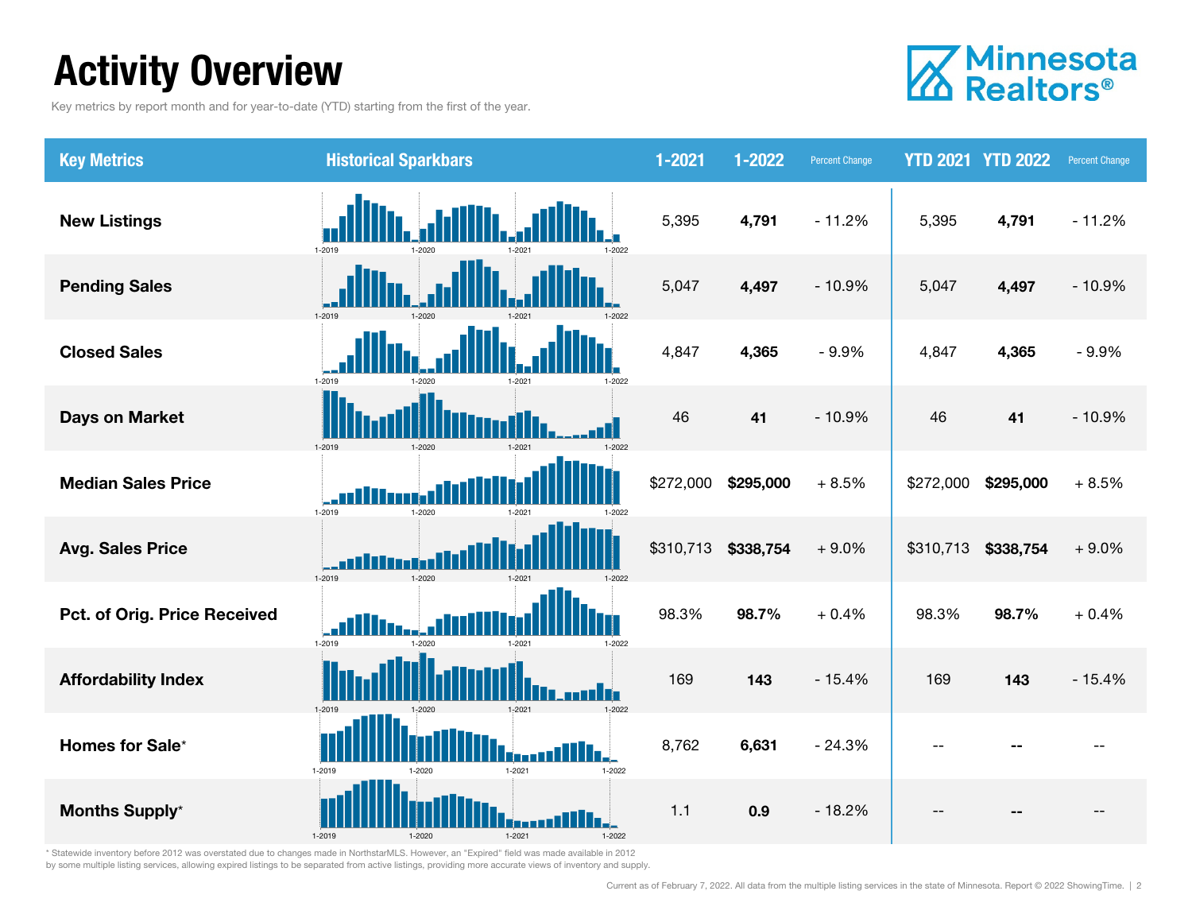# Activity Overview

Key metrics by report month and for year-to-date (YTD) starting from the first of the year.

| Key Metrics | Historical Sparkbars | 1-2021 | 1-2022 | Percent Change | YTD 2021 | YTD 2022 | Percent Change |
|---|---|---|---|---|---|---|---|
| New Listings | 1-2019 1-2020 1-2021 1-2022 | 5,395 | **4,791** | - 11.2% | 5,395 | **4,791** | - 11.2% |
| Pending Sales | 1-2019 1-2020 1-2021 1-2022 | 5,047 | **4,497** | - 10.9% | 5,047 | **4,497** | - 10.9% |
| Closed Sales | 1-2019 1-2020 1-2021 1-2022 | 4,847 | **4,365** | - 9.9% | 4,847 | **4,365** | - 9.9% |
| Days on Market | 1-2019 1-2020 1-2021 1-2022 | 46 | **41** | - 10.9% | 46 | **41** | - 10.9% |
| Median Sales Price | 1-2019 1-2020 1-2021 1-2022 | $272,000 | **$295,000** | + 8.5% | $272,000 | **$295,000** | + 8.5% |
| Avg. Sales Price | 1-2019 1-2020 1-2021 1-2022 | $310,713 | **$338,754** | + 9.0% | $310,713 | **$338,754** | + 9.0% |
| Pct. of Orig. Price Received | 1-2019 1-2020 1-2021 1-2022 | 98.3% | **98.7%** | + 0.4% | 98.3% | **98.7%** | + 0.4% |
| Affordability Index | 1-2019 1-2020 1-2021 1-2022 | 169 | **143** | - 15.4% | 169 | **143** | - 15.4% |
| Homes for Sale* | 1-2019 1-2020 1-2021 1-2022 | 8,762 | **6,631** | - 24.3% | -- | **--** | -- |
| Months Supply* | 1-2019 1-2020 1-2021 1-2022 | 1.1 | **0.9** | - 18.2% | -- | **--** | -- |

\* Statewide inventory before 2012 was overstated due to changes made in NorthstarMLS. However, an "Expired" field was made available in 2012 by some multiple listing services, allowing expired listings to be separated from active listings, providing more accurate views of inventory and supply.

Current as of February 7, 2022. All data from the multiple listing services in the state of Minnesota. Report © 2022 ShowingTime.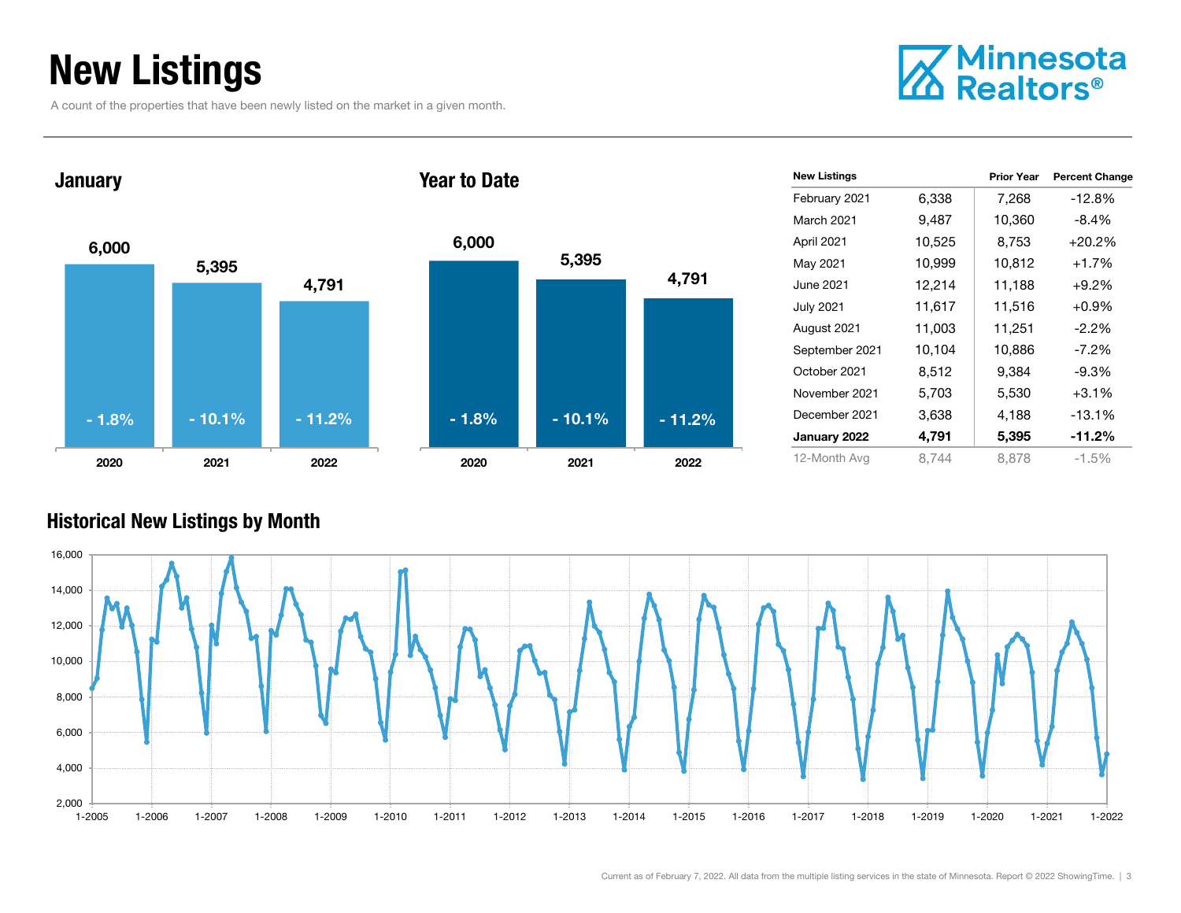# New Listings

A count of the properties that have been newly listed on the market in a given month.

## January

| Year | New Listings | Change |
| --- | --- | --- |
| 2020 | 6,000 | - 1.8% |
| 2021 | 5,395 | - 10.1% |
| 2022 | 4,791 | - 11.2% |

## Year to Date

| Year | New Listings | Change |
| --- | --- | --- |
| 2020 | 6,000 | - 1.8% |
| 2021 | 5,395 | - 10.1% |
| 2022 | 4,791 | - 11.2% |

| New Listings | | Prior Year | Percent Change |
| --- | --- | --- | --- |
| February 2021 | 6,338 | 7,268 | -12.8% |
| March 2021 | 9,487 | 10,360 | -8.4% |
| April 2021 | 10,525 | 8,753 | +20.2% |
| May 2021 | 10,999 | 10,812 | +1.7% |
| June 2021 | 12,214 | 11,188 | +9.2% |
| July 2021 | 11,617 | 11,516 | +0.9% |
| August 2021 | 11,003 | 11,251 | -2.2% |
| September 2021 | 10,104 | 10,886 | -7.2% |
| October 2021 | 8,512 | 9,384 | -9.3% |
| November 2021 | 5,703 | 5,530 | +3.1% |
| December 2021 | 3,638 | 4,188 | -13.1% |
| **January 2022** | **4,791** | **5,395** | **-11.2%** |
| 12-Month Avg | 8,744 | 8,878 | -1.5% |

## Historical New Listings by Month

Current as of February 7, 2022. All data from the multiple listing services in the state of Minnesota. Report © 2022 ShowingTime.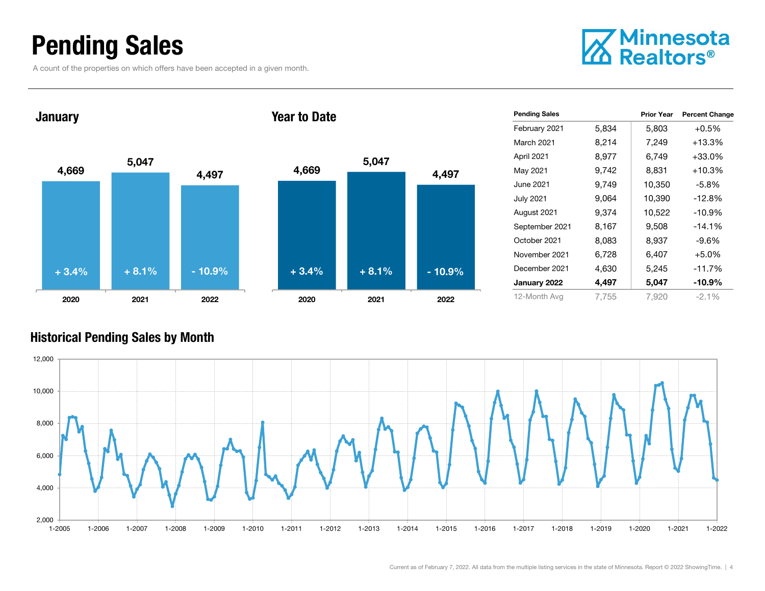# Pending Sales

A count of the properties on which offers have been accepted in a given month.

## January

| Year | Pending Sales | Change |
|---|---|---|
| 2020 | 4,669 | + 3.4% |
| 2021 | 5,047 | + 8.1% |
| 2022 | 4,497 | - 10.9% |

## Year to Date

| Year | Pending Sales | Change |
|---|---|---|
| 2020 | 4,669 | + 3.4% |
| 2021 | 5,047 | + 8.1% |
| 2022 | 4,497 | - 10.9% |

| Pending Sales | | Prior Year | Percent Change |
|---|---|---|---|
| February 2021 | 5,834 | 5,803 | +0.5% |
| March 2021 | 8,214 | 7,249 | +13.3% |
| April 2021 | 8,977 | 6,749 | +33.0% |
| May 2021 | 9,742 | 8,831 | +10.3% |
| June 2021 | 9,749 | 10,350 | -5.8% |
| July 2021 | 9,064 | 10,390 | -12.8% |
| August 2021 | 9,374 | 10,522 | -10.9% |
| September 2021 | 8,167 | 9,508 | -14.1% |
| October 2021 | 8,083 | 8,937 | -9.6% |
| November 2021 | 6,728 | 6,407 | +5.0% |
| December 2021 | 4,630 | 5,245 | -11.7% |
| **January 2022** | **4,497** | **5,047** | **-10.9%** |
| 12-Month Avg | 7,755 | 7,920 | -2.1% |

## Historical Pending Sales by Month

Current as of February 7, 2022. All data from the multiple listing services in the state of Minnesota. Report © 2022 ShowingTime.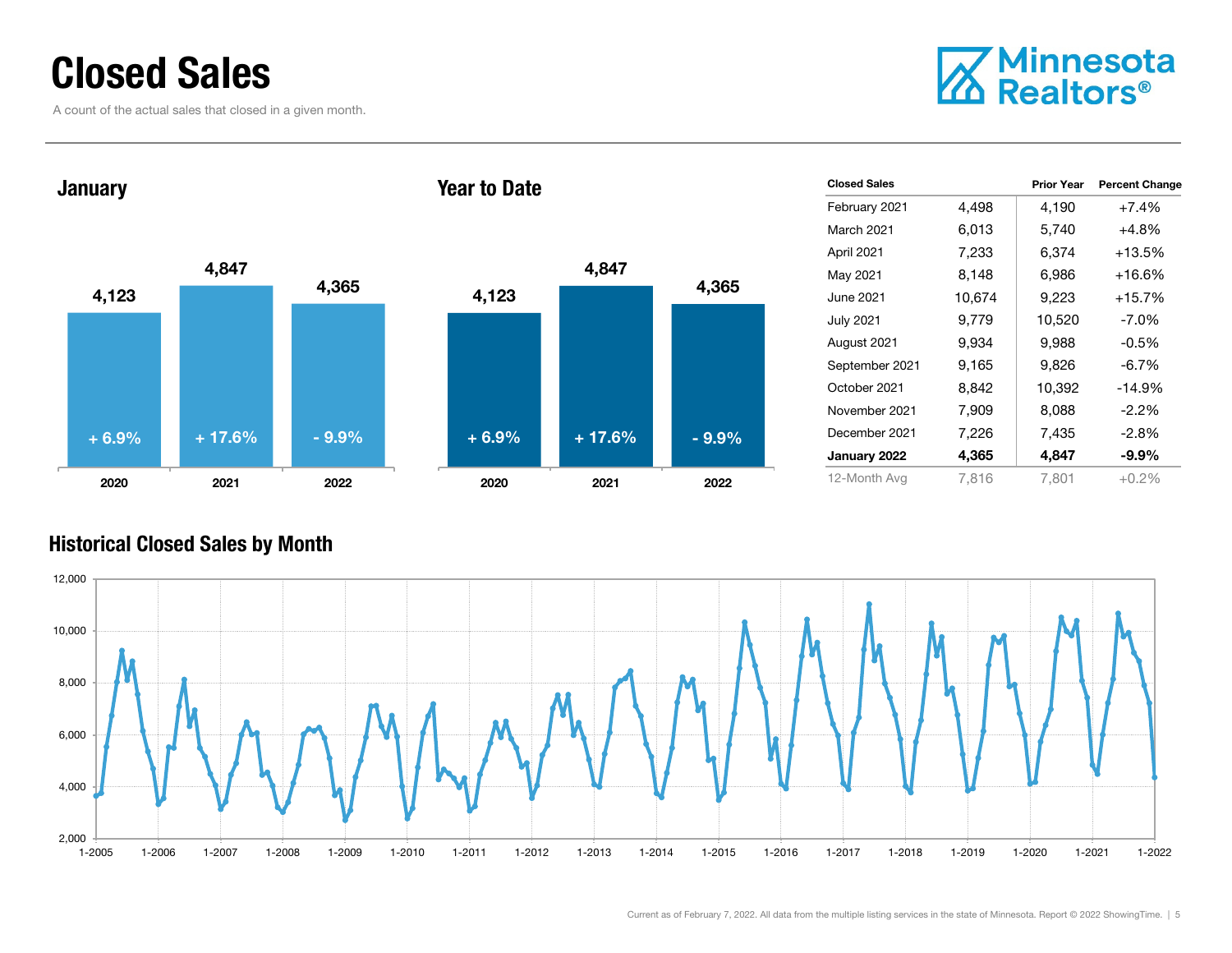# Closed Sales

A count of the actual sales that closed in a given month.

Minnesota Realtors®

## January

| | 2020 | 2021 | 2022 |
|---|---|---|---|
| Closed Sales | 4,123 | 4,847 | 4,365 |
| Change | + 6.9% | + 17.6% | - 9.9% |

## Year to Date

| | 2020 | 2021 | 2022 |
|---|---|---|---|
| Closed Sales | 4,123 | 4,847 | 4,365 |
| Change | + 6.9% | + 17.6% | - 9.9% |

| Closed Sales | | Prior Year | Percent Change |
|---|---|---|---|
| February 2021 | 4,498 | 4,190 | +7.4% |
| March 2021 | 6,013 | 5,740 | +4.8% |
| April 2021 | 7,233 | 6,374 | +13.5% |
| May 2021 | 8,148 | 6,986 | +16.6% |
| June 2021 | 10,674 | 9,223 | +15.7% |
| July 2021 | 9,779 | 10,520 | -7.0% |
| August 2021 | 9,934 | 9,988 | -0.5% |
| September 2021 | 9,165 | 9,826 | -6.7% |
| October 2021 | 8,842 | 10,392 | -14.9% |
| November 2021 | 7,909 | 8,088 | -2.2% |
| December 2021 | 7,226 | 7,435 | -2.8% |
| **January 2022** | **4,365** | **4,847** | **-9.9%** |
| 12-Month Avg | 7,816 | 7,801 | +0.2% |

## Historical Closed Sales by Month

Current as of February 7, 2022. All data from the multiple listing services in the state of Minnesota. Report © 2022 ShowingTime.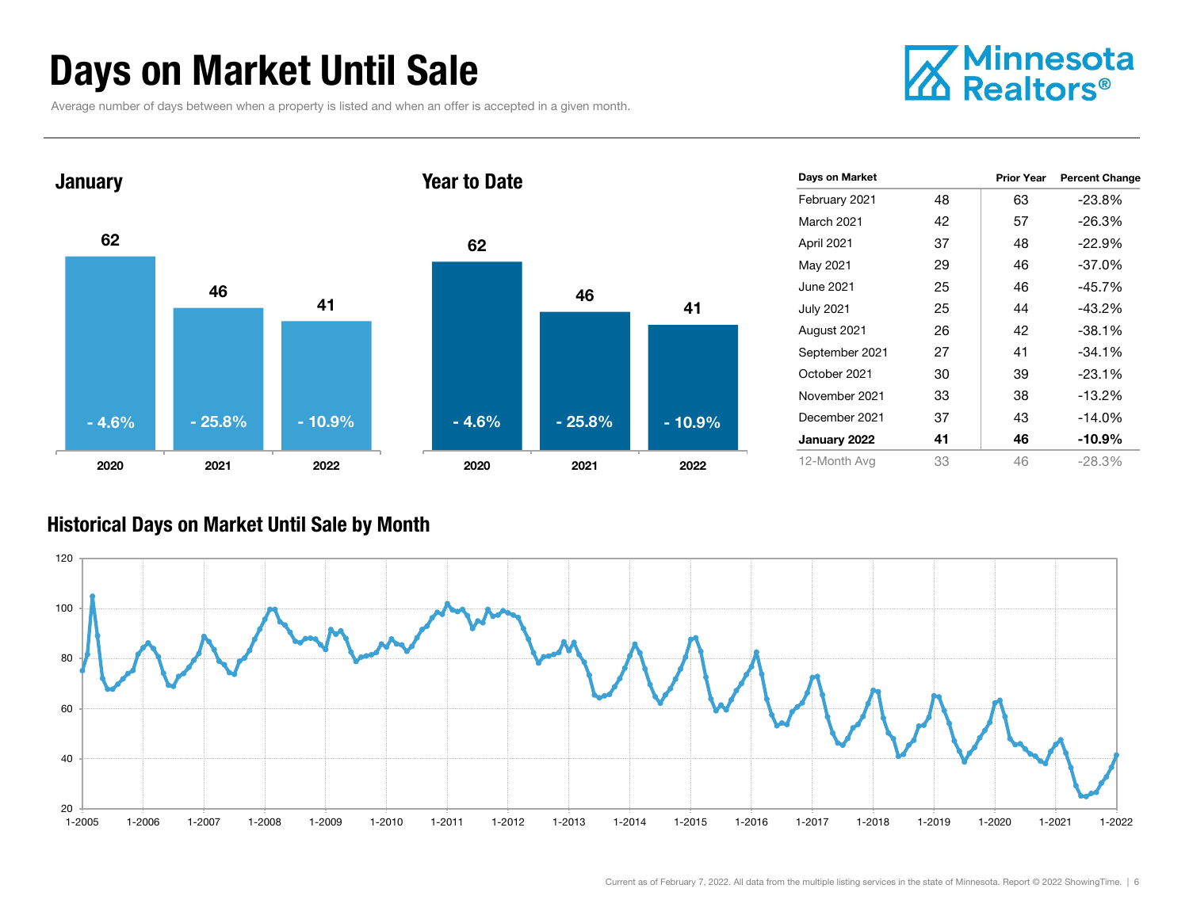# Days on Market Until Sale

Average number of days between when a property is listed and when an offer is accepted in a given month.

Minnesota Realtors®

### January

| | 2020 | 2021 | 2022 |
|---|---|---|---|
| Days | 62 | 46 | 41 |
| Change | - 4.6% | - 25.8% | - 10.9% |

### Year to Date

| | 2020 | 2021 | 2022 |
|---|---|---|---|
| Days | 62 | 46 | 41 |
| Change | - 4.6% | - 25.8% | - 10.9% |

| Days on Market | | Prior Year | Percent Change |
|---|---|---|---|
| February 2021 | 48 | 63 | -23.8% |
| March 2021 | 42 | 57 | -26.3% |
| April 2021 | 37 | 48 | -22.9% |
| May 2021 | 29 | 46 | -37.0% |
| June 2021 | 25 | 46 | -45.7% |
| July 2021 | 25 | 44 | -43.2% |
| August 2021 | 26 | 42 | -38.1% |
| September 2021 | 27 | 41 | -34.1% |
| October 2021 | 30 | 39 | -23.1% |
| November 2021 | 33 | 38 | -13.2% |
| December 2021 | 37 | 43 | -14.0% |
| **January 2022** | **41** | **46** | **-10.9%** |
| 12-Month Avg | 33 | 46 | -28.3% |

### Historical Days on Market Until Sale by Month

Current as of February 7, 2022. All data from the multiple listing services in the state of Minnesota. Report © 2022 ShowingTime.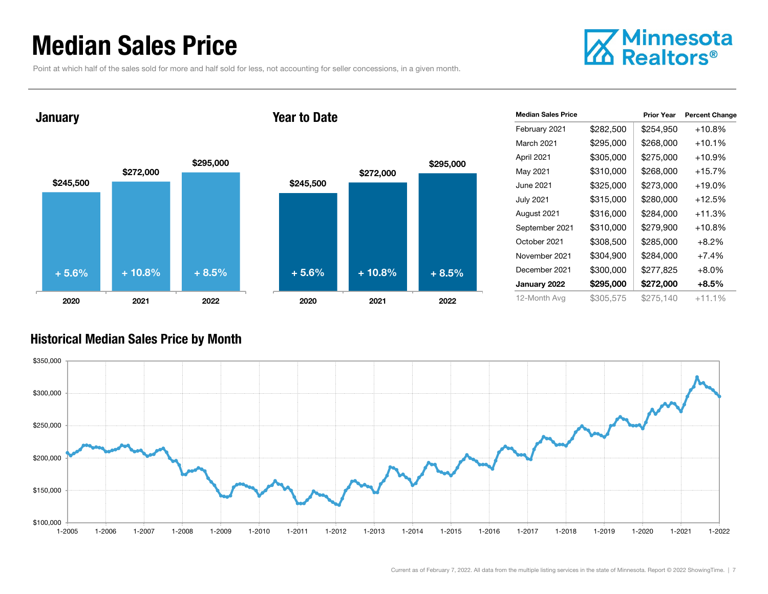# Median Sales Price

Point at which half of the sales sold for more and half sold for less, not accounting for seller concessions, in a given month.

## January

| Year | Median Sales Price | Change |
|---|---|---|
| 2020 | $245,500 | + 5.6% |
| 2021 | $272,000 | + 10.8% |
| 2022 | $295,000 | + 8.5% |

## Year to Date

| Year | Median Sales Price | Change |
|---|---|---|
| 2020 | $245,500 | + 5.6% |
| 2021 | $272,000 | + 10.8% |
| 2022 | $295,000 | + 8.5% |

| Median Sales Price | | Prior Year | Percent Change |
|---|---|---|---|
| February 2021 | $282,500 | $254,950 | +10.8% |
| March 2021 | $295,000 | $268,000 | +10.1% |
| April 2021 | $305,000 | $275,000 | +10.9% |
| May 2021 | $310,000 | $268,000 | +15.7% |
| June 2021 | $325,000 | $273,000 | +19.0% |
| July 2021 | $315,000 | $280,000 | +12.5% |
| August 2021 | $316,000 | $284,000 | +11.3% |
| September 2021 | $310,000 | $279,900 | +10.8% |
| October 2021 | $308,500 | $285,000 | +8.2% |
| November 2021 | $304,900 | $284,000 | +7.4% |
| December 2021 | $300,000 | $277,825 | +8.0% |
| **January 2022** | **$295,000** | **$272,000** | **+8.5%** |
| 12-Month Avg | $305,575 | $275,140 | +11.1% |

## Historical Median Sales Price by Month

Current as of February 7, 2022. All data from the multiple listing services in the state of Minnesota. Report © 2022 ShowingTime.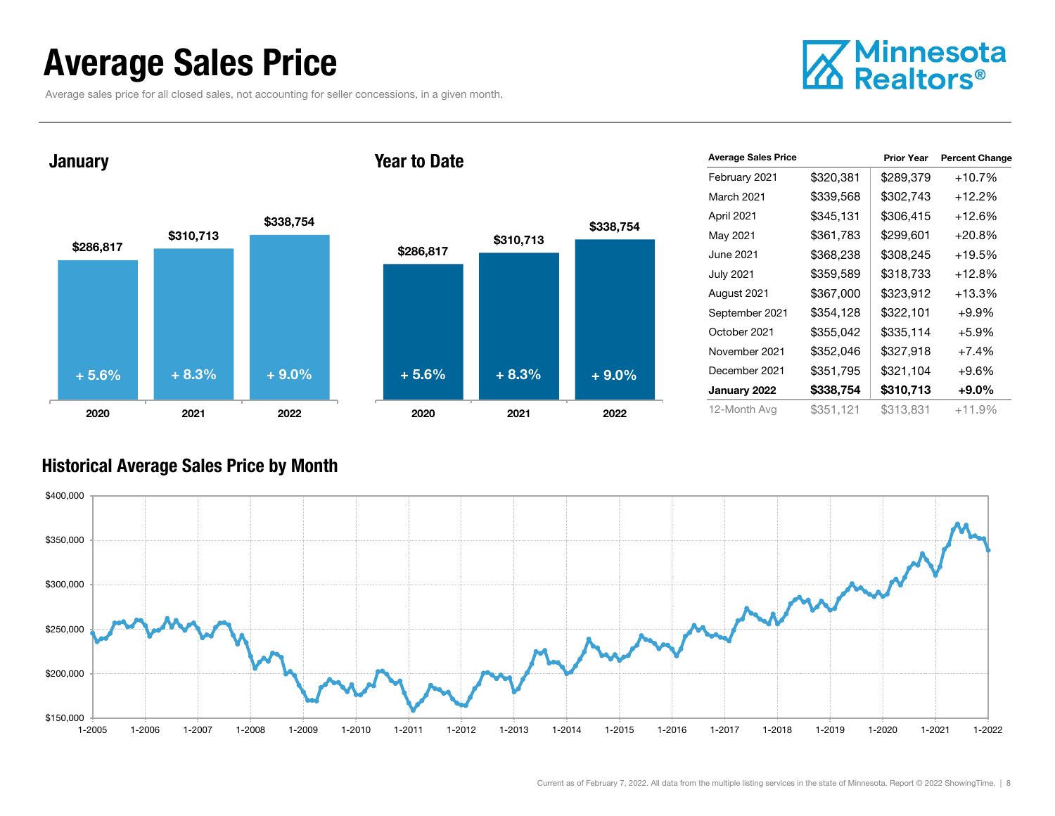# Average Sales Price

Average sales price for all closed sales, not accounting for seller concessions, in a given month.

## January

| Year | Average Sales Price | Change |
|---|---|---|
| 2020 | $286,817 | + 5.6% |
| 2021 | $310,713 | + 8.3% |
| 2022 | $338,754 | + 9.0% |

## Year to Date

| Year | Average Sales Price | Change |
|---|---|---|
| 2020 | $286,817 | + 5.6% |
| 2021 | $310,713 | + 8.3% |
| 2022 | $338,754 | + 9.0% |

| Average Sales Price | | Prior Year | Percent Change |
|---|---|---|---|
| February 2021 | $320,381 | $289,379 | +10.7% |
| March 2021 | $339,568 | $302,743 | +12.2% |
| April 2021 | $345,131 | $306,415 | +12.6% |
| May 2021 | $361,783 | $299,601 | +20.8% |
| June 2021 | $368,238 | $308,245 | +19.5% |
| July 2021 | $359,589 | $318,733 | +12.8% |
| August 2021 | $367,000 | $323,912 | +13.3% |
| September 2021 | $354,128 | $322,101 | +9.9% |
| October 2021 | $355,042 | $335,114 | +5.9% |
| November 2021 | $352,046 | $327,918 | +7.4% |
| December 2021 | $351,795 | $321,104 | +9.6% |
| **January 2022** | **$338,754** | **$310,713** | **+9.0%** |
| 12-Month Avg | $351,121 | $313,831 | +11.9% |

## Historical Average Sales Price by Month

Current as of February 7, 2022. All data from the multiple listing services in the state of Minnesota. Report © 2022 ShowingTime.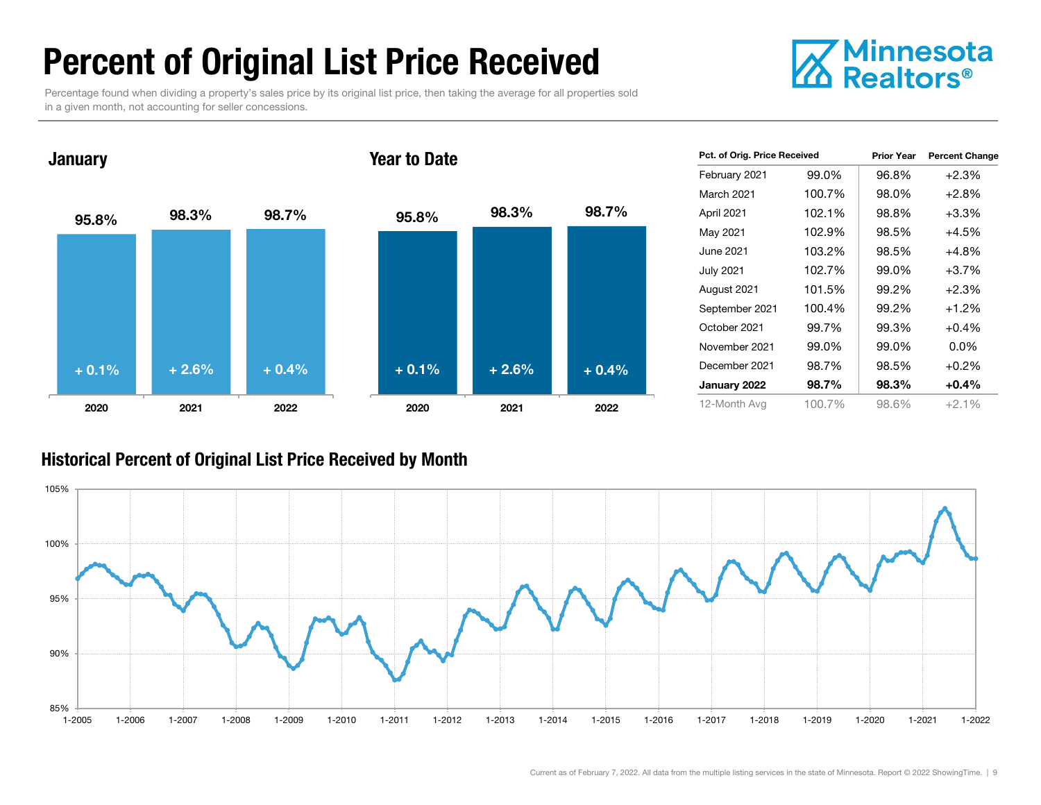# Percent of Original List Price Received

Percentage found when dividing a property's sales price by its original list price, then taking the average for all properties sold in a given month, not accounting for seller concessions.

Minnesota Realtors®

## January

| | 2020 | 2021 | 2022 |
|---|---|---|---|
| Pct. of Orig. Price Received | 95.8% | 98.3% | 98.7% |
| Change | + 0.1% | + 2.6% | + 0.4% |

## Year to Date

| | 2020 | 2021 | 2022 |
|---|---|---|---|
| Pct. of Orig. Price Received | 95.8% | 98.3% | 98.7% |
| Change | + 0.1% | + 2.6% | + 0.4% |

| Pct. of Orig. Price Received | | Prior Year | Percent Change |
|---|---|---|---|
| February 2021 | 99.0% | 96.8% | +2.3% |
| March 2021 | 100.7% | 98.0% | +2.8% |
| April 2021 | 102.1% | 98.8% | +3.3% |
| May 2021 | 102.9% | 98.5% | +4.5% |
| June 2021 | 103.2% | 98.5% | +4.8% |
| July 2021 | 102.7% | 99.0% | +3.7% |
| August 2021 | 101.5% | 99.2% | +2.3% |
| September 2021 | 100.4% | 99.2% | +1.2% |
| October 2021 | 99.7% | 99.3% | +0.4% |
| November 2021 | 99.0% | 99.0% | 0.0% |
| December 2021 | 98.7% | 98.5% | +0.2% |
| **January 2022** | **98.7%** | **98.3%** | **+0.4%** |
| 12-Month Avg | 100.7% | 98.6% | +2.1% |

## Historical Percent of Original List Price Received by Month

Current as of February 7, 2022. All data from the multiple listing services in the state of Minnesota. Report © 2022 ShowingTime.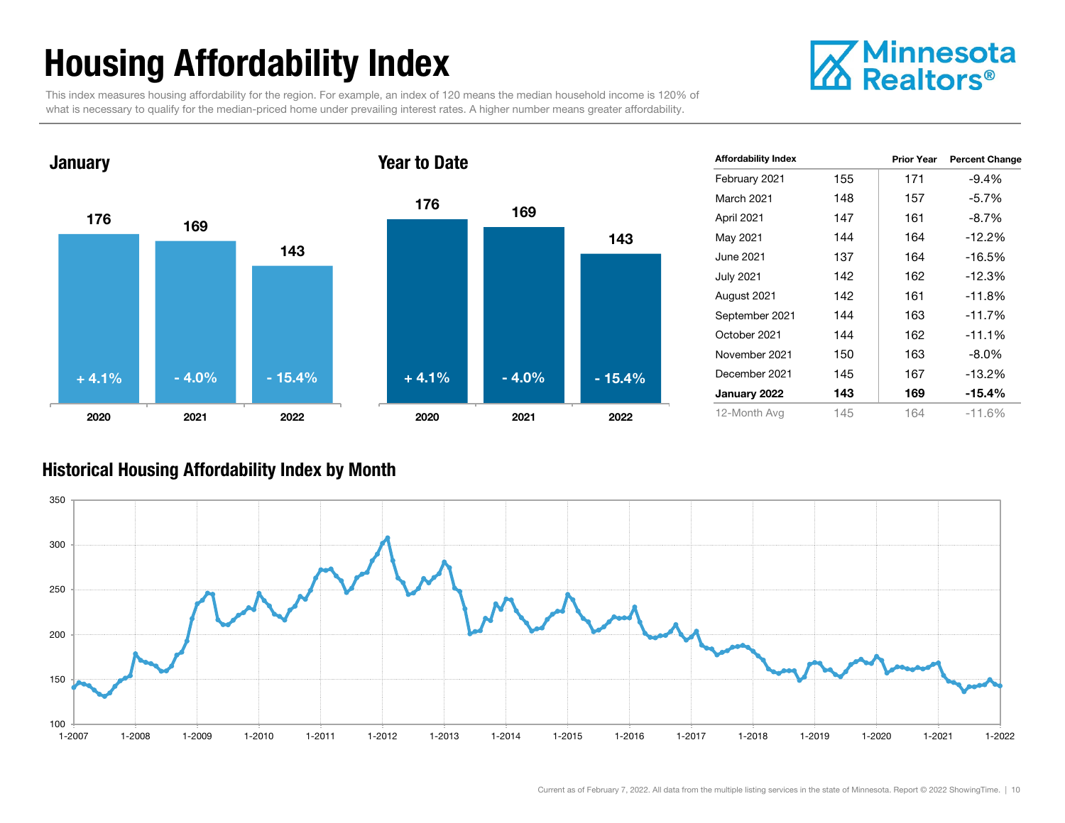# Housing Affordability Index

This index measures housing affordability for the region. For example, an index of 120 means the median household income is 120% of what is necessary to qualify for the median-priced home under prevailing interest rates. A higher number means greater affordability.

## January

| | 2020 | 2021 | 2022 |
|---|---|---|---|
| Index | 176 | 169 | 143 |
| Change | + 4.1% | - 4.0% | - 15.4% |

## Year to Date

| | 2020 | 2021 | 2022 |
|---|---|---|---|
| Index | 176 | 169 | 143 |
| Change | + 4.1% | - 4.0% | - 15.4% |

| Affordability Index | | Prior Year | Percent Change |
|---|---|---|---|
| February 2021 | 155 | 171 | -9.4% |
| March 2021 | 148 | 157 | -5.7% |
| April 2021 | 147 | 161 | -8.7% |
| May 2021 | 144 | 164 | -12.2% |
| June 2021 | 137 | 164 | -16.5% |
| July 2021 | 142 | 162 | -12.3% |
| August 2021 | 142 | 161 | -11.8% |
| September 2021 | 144 | 163 | -11.7% |
| October 2021 | 144 | 162 | -11.1% |
| November 2021 | 150 | 163 | -8.0% |
| December 2021 | 145 | 167 | -13.2% |
| **January 2022** | **143** | **169** | **-15.4%** |
| 12-Month Avg | 145 | 164 | -11.6% |

## Historical Housing Affordability Index by Month

Current as of February 7, 2022. All data from the multiple listing services in the state of Minnesota. Report © 2022 ShowingTime.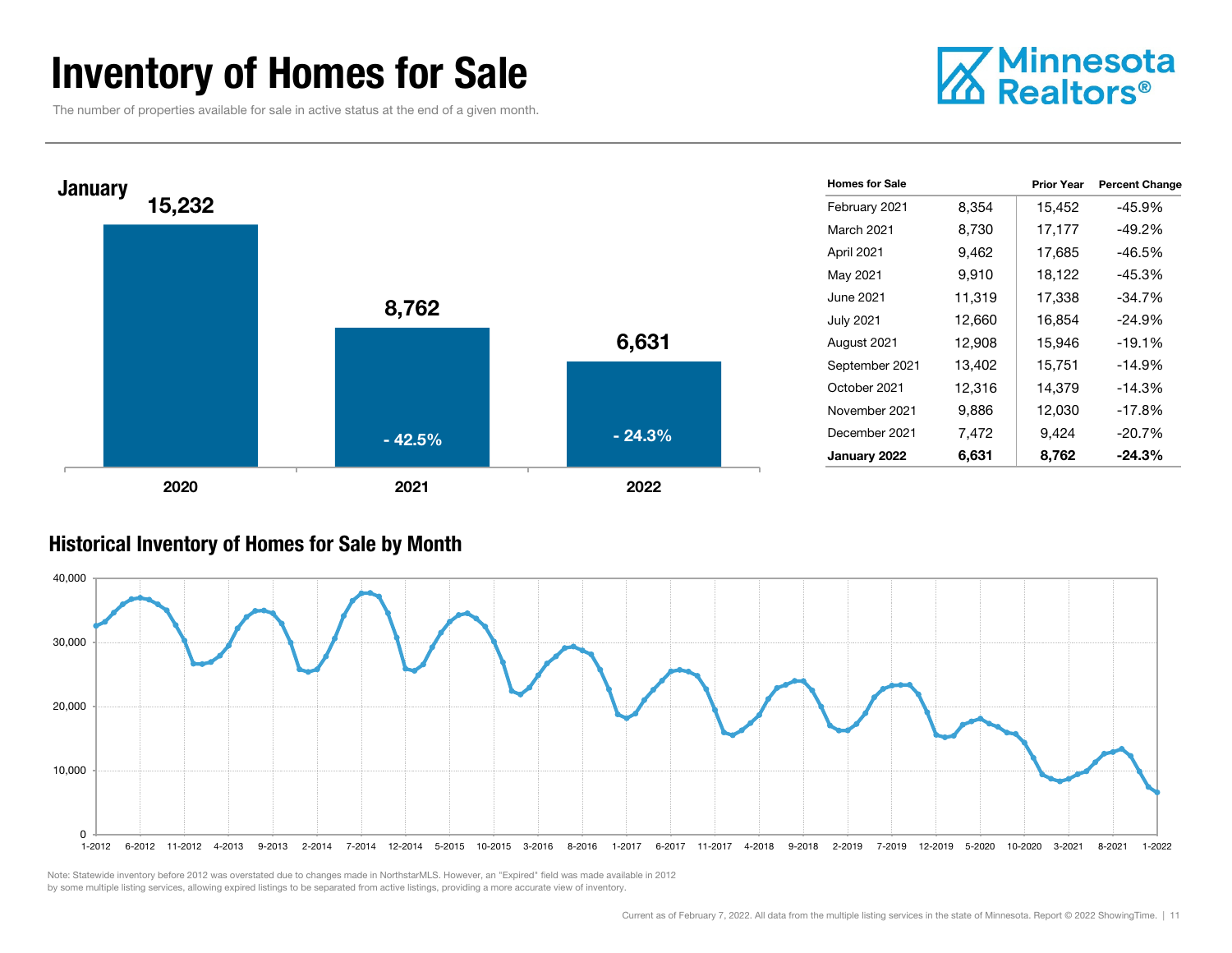# Inventory of Homes for Sale

The number of properties available for sale in active status at the end of a given month.

### January

| | 2020 | 2021 | 2022 |
|---|---|---|---|
| Homes for Sale | 15,232 | 8,762 | 6,631 |
| Percent Change | | - 42.5% | - 24.3% |

| Homes for Sale | | Prior Year | Percent Change |
|---|---|---|---|
| February 2021 | 8,354 | 15,452 | -45.9% |
| March 2021 | 8,730 | 17,177 | -49.2% |
| April 2021 | 9,462 | 17,685 | -46.5% |
| May 2021 | 9,910 | 18,122 | -45.3% |
| June 2021 | 11,319 | 17,338 | -34.7% |
| July 2021 | 12,660 | 16,854 | -24.9% |
| August 2021 | 12,908 | 15,946 | -19.1% |
| September 2021 | 13,402 | 15,751 | -14.9% |
| October 2021 | 12,316 | 14,379 | -14.3% |
| November 2021 | 9,886 | 12,030 | -17.8% |
| December 2021 | 7,472 | 9,424 | -20.7% |
| **January 2022** | **6,631** | **8,762** | **-24.3%** |

### Historical Inventory of Homes for Sale by Month

Note: Statewide inventory before 2012 was overstated due to changes made in NorthstarMLS. However, an "Expired" field was made available in 2012 by some multiple listing services, allowing expired listings to be separated from active listings, providing a more accurate view of inventory.

Current as of February 7, 2022. All data from the multiple listing services in the state of Minnesota. Report © 2022 ShowingTime.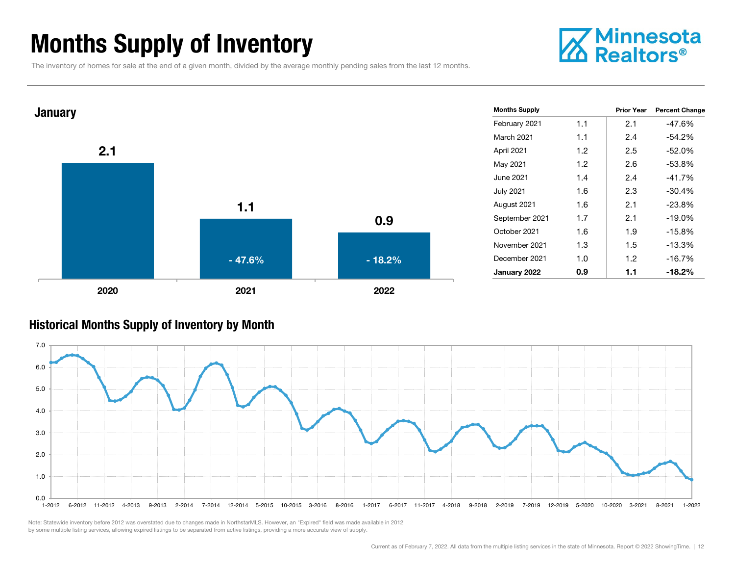# Months Supply of Inventory

The inventory of homes for sale at the end of a given month, divided by the average monthly pending sales from the last 12 months.

## January

2.1
1.1
0.9
- 47.6%
- 18.2%
2020
2021
2022

| Months Supply | | Prior Year | Percent Change |
|---|---|---|---|
| February 2021 | 1.1 | 2.1 | -47.6% |
| March 2021 | 1.1 | 2.4 | -54.2% |
| April 2021 | 1.2 | 2.5 | -52.0% |
| May 2021 | 1.2 | 2.6 | -53.8% |
| June 2021 | 1.4 | 2.4 | -41.7% |
| July 2021 | 1.6 | 2.3 | -30.4% |
| August 2021 | 1.6 | 2.1 | -23.8% |
| September 2021 | 1.7 | 2.1 | -19.0% |
| October 2021 | 1.6 | 1.9 | -15.8% |
| November 2021 | 1.3 | 1.5 | -13.3% |
| December 2021 | 1.0 | 1.2 | -16.7% |
| **January 2022** | **0.9** | **1.1** | **-18.2%** |

## Historical Months Supply of Inventory by Month

7.0
6.0
5.0
4.0
3.0
2.0
1.0
0.0

1-2012 6-2012 11-2012 4-2013 9-2013 2-2014 7-2014 12-2014 5-2015 10-2015 3-2016 8-2016 1-2017 6-2017 11-2017 4-2018 9-2018 2-2019 7-2019 12-2019 5-2020 10-2020 3-2021 8-2021 1-2022

Note: Statewide inventory before 2012 was overstated due to changes made in NorthstarMLS. However, an "Expired" field was made available in 2012 by some multiple listing services, allowing expired listings to be separated from active listings, providing a more accurate view of supply.

Current as of February 7, 2022. All data from the multiple listing services in the state of Minnesota. Report © 2022 ShowingTime.